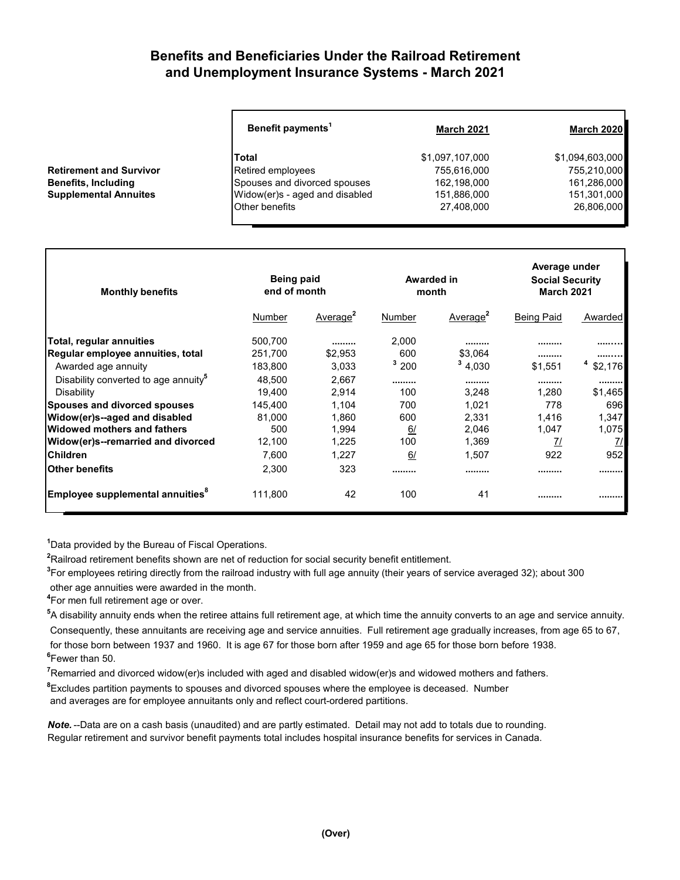# Benefits and Beneficiaries Under the Railroad Retirement and Unemployment Insurance Systems - March 2021

**Retirement and Survivor Benefits, Including Supplemental Annuites**

| Benefit payments[1] | March 2021 | March 2020 |
|---|---|---|
| **Total** | $1,097,107,000 | $1,094,603,000 |
| Retired employees | 755,616,000 | 755,210,000 |
| Spouses and divorced spouses | 162,198,000 | 161,286,000 |
| Widow(er)s - aged and disabled | 151,886,000 | 151,301,000 |
| Other benefits | 27,408,000 | 26,806,000 |

| Monthly benefits | Being paid end of month | | Awarded in month | | Average under Social Security March 2021 | |
|---|---|---|---|---|---|---|
| | Number | Average[2] | Number | Average[2] | Being Paid | Awarded |
| **Total, regular annuities** | 500,700 | ......... | 2,000 | ......... | ......... | ......... |
| **Regular employee annuities, total** | 251,700 | $2,953 | 600 | $3,064 | ......... | ......... |
| Awarded age annuity | 183,800 | 3,033 | [3] 200 | [3] 4,030 | $1,551 | [4] $2,176 |
| Disability converted to age annuity[5] | 48,500 | 2,667 | ......... | ......... | ......... | ......... |
| Disability | 19,400 | 2,914 | 100 | 3,248 | 1,280 | $1,465 |
| **Spouses and divorced spouses** | 145,400 | 1,104 | 700 | 1,021 | 778 | 696 |
| **Widow(er)s--aged and disabled** | 81,000 | 1,860 | 600 | 2,331 | 1,416 | 1,347 |
| **Widowed mothers and fathers** | 500 | 1,994 | 6/ | 2,046 | 1,047 | 1,075 |
| **Widow(er)s--remarried and divorced** | 12,100 | 1,225 | 100 | 1,369 | 7/ | 7/ |
| **Children** | 7,600 | 1,227 | 6/ | 1,507 | 922 | 952 |
| **Other benefits** | 2,300 | 323 | ......... | ......... | ......... | ......... |
| **Employee supplemental annuities[8]** | 111,800 | 42 | 100 | 41 | ......... | ......... |

[1]Data provided by the Bureau of Fiscal Operations.

[2]Railroad retirement benefits shown are net of reduction for social security benefit entitlement.

[3]For employees retiring directly from the railroad industry with full age annuity (their years of service averaged 32); about 300 other age annuities were awarded in the month.

[4]For men full retirement age or over.

[5]A disability annuity ends when the retiree attains full retirement age, at which time the annuity converts to an age and service annuity. Consequently, these annuitants are receiving age and service annuities. Full retirement age gradually increases, from age 65 to 67, for those born between 1937 and 1960. It is age 67 for those born after 1959 and age 65 for those born before 1938.

[6]Fewer than 50.

[7]Remarried and divorced widow(er)s included with aged and disabled widow(er)s and widowed mothers and fathers.

[8]Excludes partition payments to spouses and divorced spouses where the employee is deceased. Number and averages are for employee annuitants only and reflect court-ordered partitions.

***Note.*** --Data are on a cash basis (unaudited) and are partly estimated. Detail may not add to totals due to rounding. Regular retirement and survivor benefit payments total includes hospital insurance benefits for services in Canada.

**(Over)**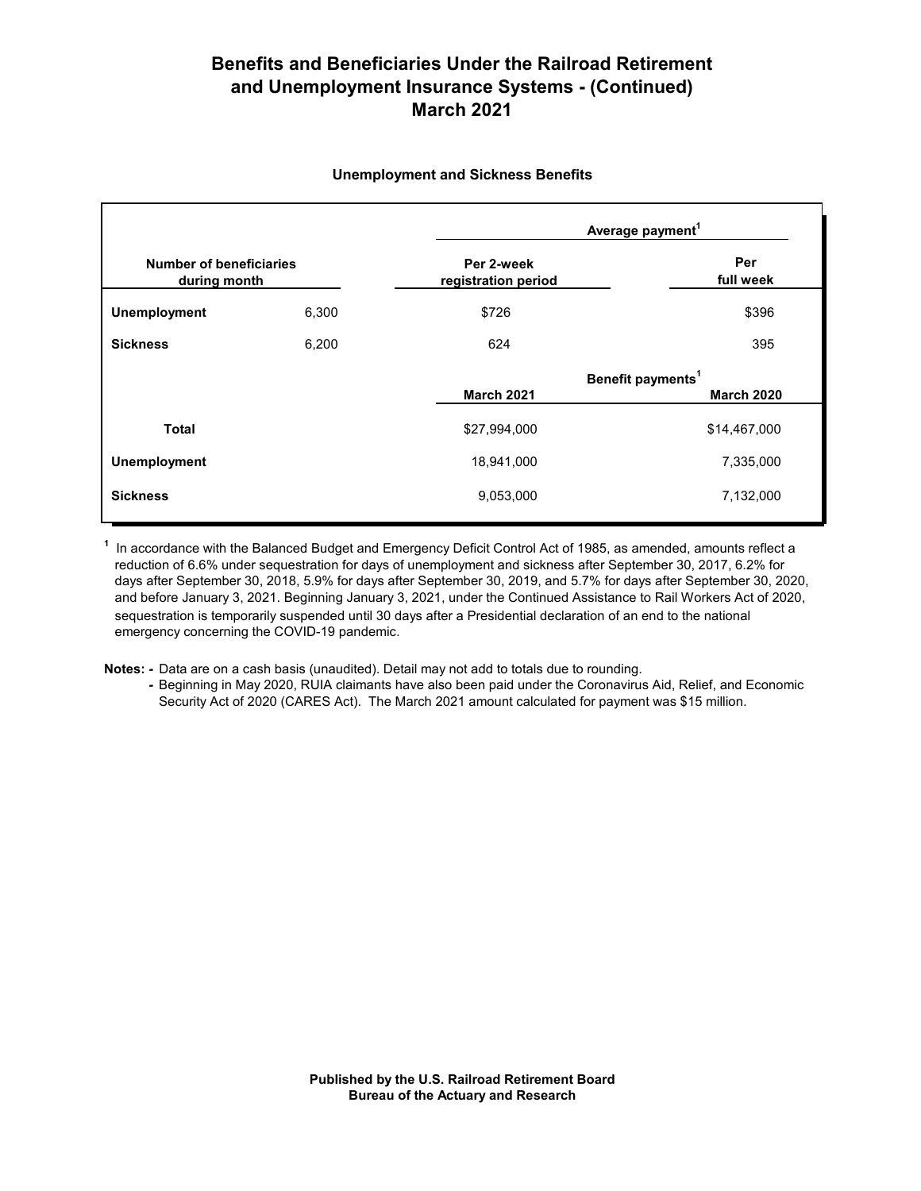# Benefits and Beneficiaries Under the Railroad Retirement and Unemployment Insurance Systems - (Continued)
# March 2021

### Unemployment and Sickness Benefits

| Number of beneficiaries during month | | Average payment[1] Per 2-week registration period | Per full week |
|---|---|---|---|
| **Unemployment** | 6,300 | $726 | $396 |
| **Sickness** | 6,200 | 624 | 395 |
| | | **Benefit payments[1]** | |
| | | **March 2021** | **March 2020** |
| **Total** | | $27,994,000 | $14,467,000 |
| **Unemployment** | | 18,941,000 | 7,335,000 |
| **Sickness** | | 9,053,000 | 7,132,000 |

[1] In accordance with the Balanced Budget and Emergency Deficit Control Act of 1985, as amended, amounts reflect a reduction of 6.6% under sequestration for days of unemployment and sickness after September 30, 2017, 6.2% for days after September 30, 2018, 5.9% for days after September 30, 2019, and 5.7% for days after September 30, 2020, and before January 3, 2021. Beginning January 3, 2021, under the Continued Assistance to Rail Workers Act of 2020, sequestration is temporarily suspended until 30 days after a Presidential declaration of an end to the national emergency concerning the COVID-19 pandemic.

**Notes:**
- Data are on a cash basis (unaudited). Detail may not add to totals due to rounding.
- Beginning in May 2020, RUIA claimants have also been paid under the Coronavirus Aid, Relief, and Economic Security Act of 2020 (CARES Act). The March 2021 amount calculated for payment was $15 million.

**Published by the U.S. Railroad Retirement Board**
**Bureau of the Actuary and Research**